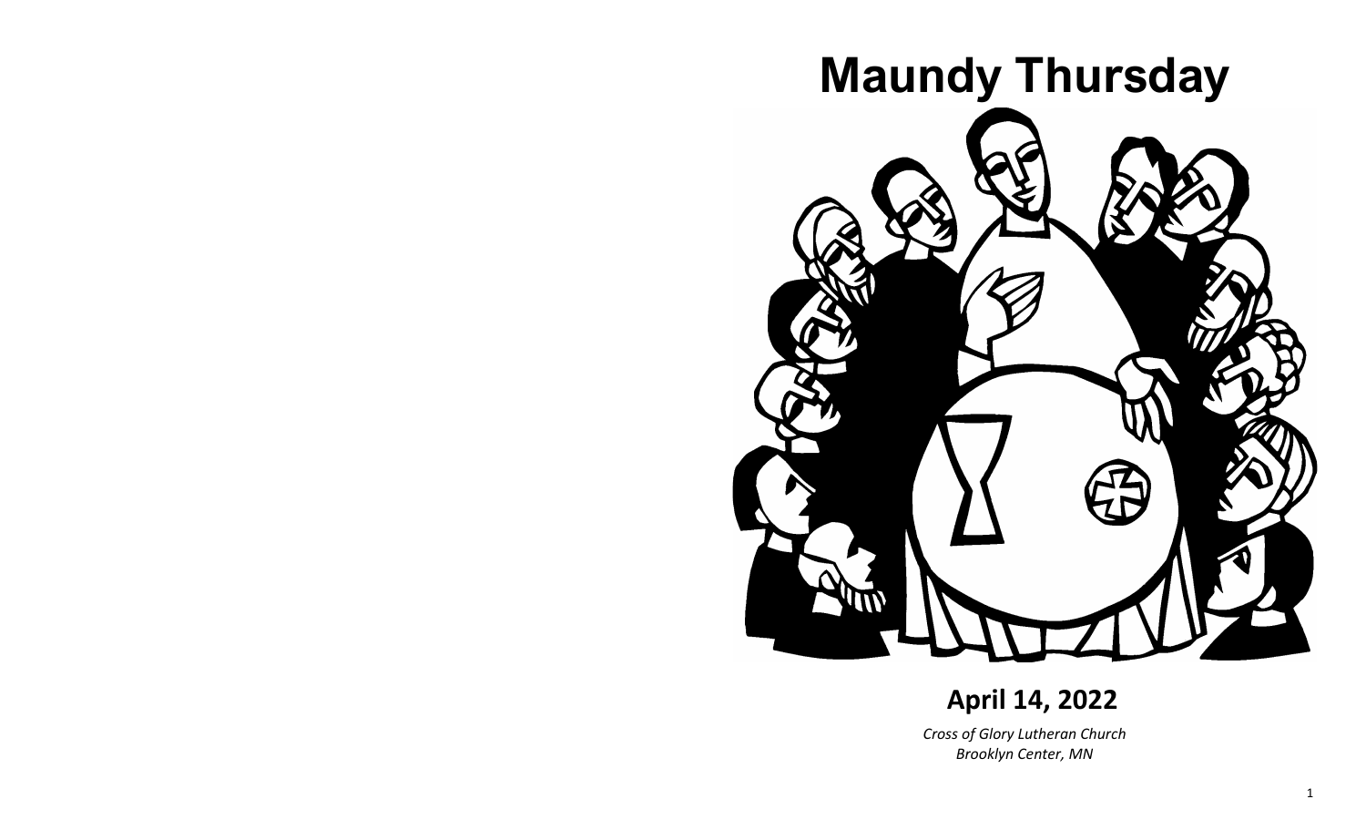# Maundy Thursday

## April 14, 2022

*Cross of Glory Lutheran Church*
*Brooklyn Center, MN*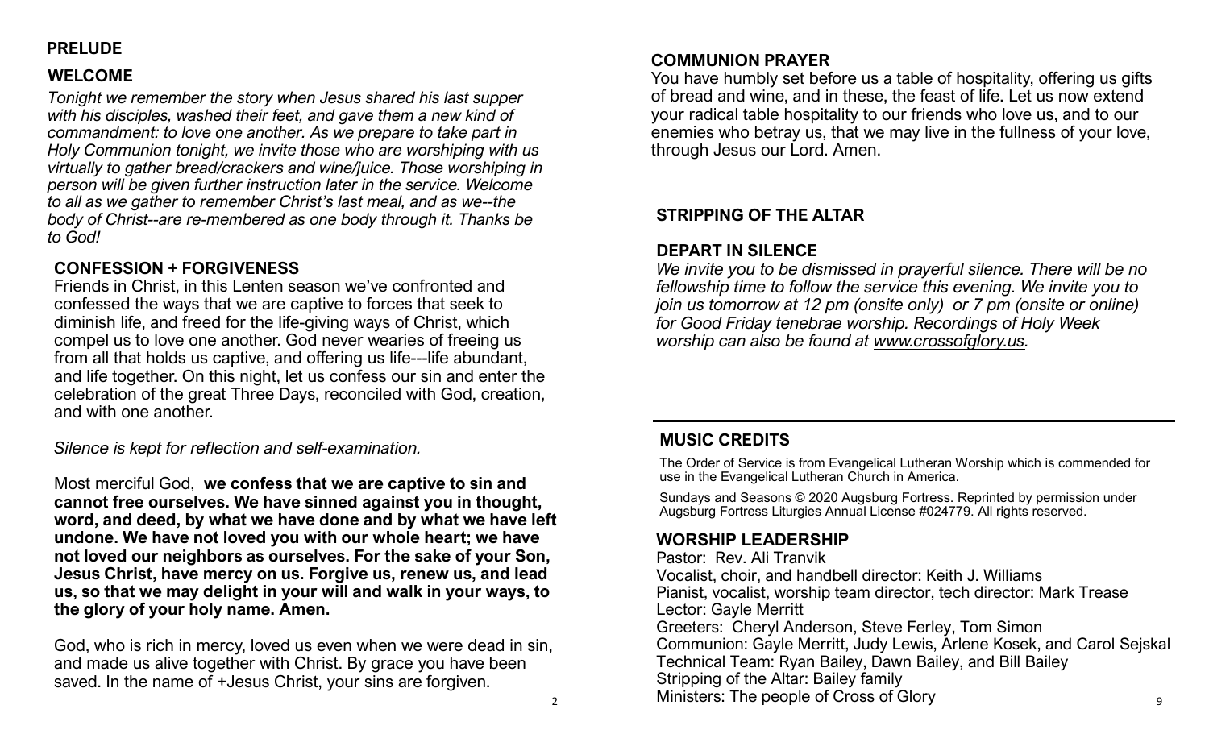## PRELUDE

## WELCOME

*Tonight we remember the story when Jesus shared his last supper with his disciples, washed their feet, and gave them a new kind of commandment: to love one another. As we prepare to take part in Holy Communion tonight, we invite those who are worshiping with us virtually to gather bread/crackers and wine/juice. Those worshiping in person will be given further instruction later in the service. Welcome to all as we gather to remember Christ's last meal, and as we--the body of Christ--are re-membered as one body through it. Thanks be to God!*

## CONFESSION + FORGIVENESS

Friends in Christ, in this Lenten season we've confronted and confessed the ways that we are captive to forces that seek to diminish life, and freed for the life-giving ways of Christ, which compel us to love one another. God never wearies of freeing us from all that holds us captive, and offering us life---life abundant, and life together. On this night, let us confess our sin and enter the celebration of the great Three Days, reconciled with God, creation, and with one another.

*Silence is kept for reflection and self-examination.*

Most merciful God, **we confess that we are captive to sin and cannot free ourselves. We have sinned against you in thought, word, and deed, by what we have done and by what we have left undone. We have not loved you with our whole heart; we have not loved our neighbors as ourselves. For the sake of your Son, Jesus Christ, have mercy on us. Forgive us, renew us, and lead us, so that we may delight in your will and walk in your ways, to the glory of your holy name. Amen.**

God, who is rich in mercy, loved us even when we were dead in sin, and made us alive together with Christ. By grace you have been saved. In the name of +Jesus Christ, your sins are forgiven.

## COMMUNION PRAYER

You have humbly set before us a table of hospitality, offering us gifts of bread and wine, and in these, the feast of life. Let us now extend your radical table hospitality to our friends who love us, and to our enemies who betray us, that we may live in the fullness of your love, through Jesus our Lord. Amen.

## STRIPPING OF THE ALTAR

## DEPART IN SILENCE

*We invite you to be dismissed in prayerful silence. There will be no fellowship time to follow the service this evening. We invite you to join us tomorrow at 12 pm (onsite only) or 7 pm (onsite or online) for Good Friday tenebrae worship. Recordings of Holy Week worship can also be found at www.crossofglory.us.*

---

## MUSIC CREDITS

The Order of Service is from Evangelical Lutheran Worship which is commended for use in the Evangelical Lutheran Church in America.

Sundays and Seasons © 2020 Augsburg Fortress. Reprinted by permission under Augsburg Fortress Liturgies Annual License #024779. All rights reserved.

## WORSHIP LEADERSHIP

Pastor: Rev. Ali Tranvik
Vocalist, choir, and handbell director: Keith J. Williams
Pianist, vocalist, worship team director, tech director: Mark Trease
Lector: Gayle Merritt
Greeters: Cheryl Anderson, Steve Ferley, Tom Simon
Communion: Gayle Merritt, Judy Lewis, Arlene Kosek, and Carol Sejskal
Technical Team: Ryan Bailey, Dawn Bailey, and Bill Bailey
Stripping of the Altar: Bailey family
Ministers: The people of Cross of Glory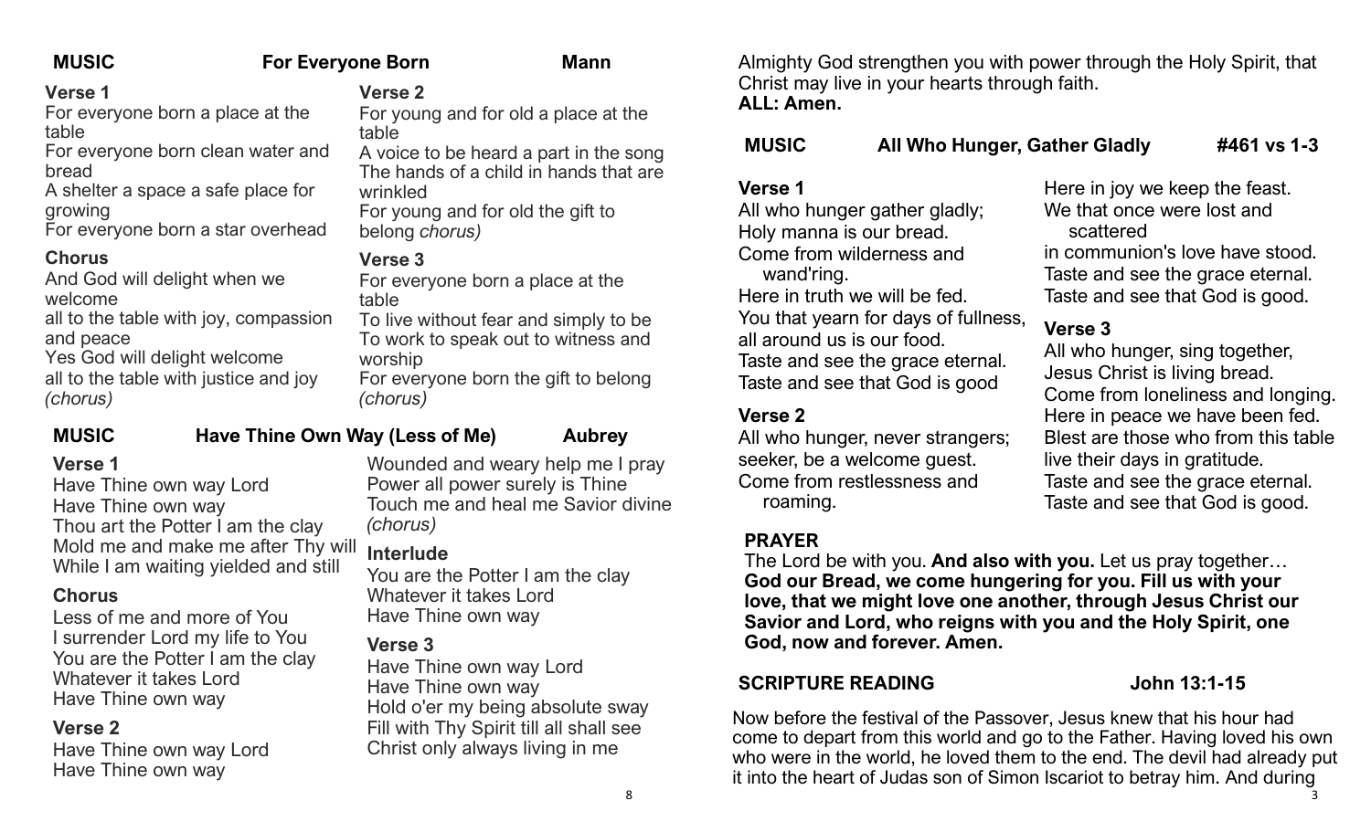**MUSIC** **For Everyone Born** **Mann**

**Verse 1**
For everyone born a place at the table
For everyone born clean water and bread
A shelter a space a safe place for growing
For everyone born a star overhead

**Chorus**
And God will delight when we welcome
all to the table with joy, compassion and peace
Yes God will delight welcome
all to the table with justice and joy
*(chorus)*

**Verse 2**
For young and for old a place at the table
A voice to be heard a part in the song
The hands of a child in hands that are wrinkled
For young and for old the gift to belong *chorus)*

**Verse 3**
For everyone born a place at the table
To live without fear and simply to be
To work to speak out to witness and worship
For everyone born the gift to belong
*(chorus)*

**MUSIC** **Have Thine Own Way (Less of Me)** **Aubrey**

**Verse 1**
Have Thine own way Lord
Have Thine own way
Thou art the Potter I am the clay
Mold me and make me after Thy will
While I am waiting yielded and still

**Chorus**
Less of me and more of You
I surrender Lord my life to You
You are the Potter I am the clay
Whatever it takes Lord
Have Thine own way

**Verse 2**
Have Thine own way Lord
Have Thine own way
Wounded and weary help me I pray
Power all power surely is Thine
Touch me and heal me Savior divine
*(chorus)*

**Interlude**
You are the Potter I am the clay
Whatever it takes Lord
Have Thine own way

**Verse 3**
Have Thine own way Lord
Have Thine own way
Hold o'er my being absolute sway
Fill with Thy Spirit till all shall see
Christ only always living in me

Almighty God strengthen you with power through the Holy Spirit, that Christ may live in your hearts through faith.
**ALL: Amen.**

**MUSIC** **All Who Hunger, Gather Gladly** **#461 vs 1-3**

**Verse 1**
All who hunger gather gladly;
Holy manna is our bread.
Come from wilderness and wand'ring.
Here in truth we will be fed.
You that yearn for days of fullness,
all around us is our food.
Taste and see the grace eternal.
Taste and see that God is good

**Verse 2**
All who hunger, never strangers;
seeker, be a welcome guest.
Come from restlessness and roaming.
Here in joy we keep the feast.
We that once were lost and scattered
in communion's love have stood.
Taste and see the grace eternal.
Taste and see that God is good.

**Verse 3**
All who hunger, sing together,
Jesus Christ is living bread.
Come from loneliness and longing.
Here in peace we have been fed.
Blest are those who from this table
live their days in gratitude.
Taste and see the grace eternal.
Taste and see that God is good.

**PRAYER**
The Lord be with you. **And also with you.** Let us pray together… **God our Bread, we come hungering for you. Fill us with your love, that we might love one another, through Jesus Christ our Savior and Lord, who reigns with you and the Holy Spirit, one God, now and forever. Amen.**

**SCRIPTURE READING** **John 13:1-15**

Now before the festival of the Passover, Jesus knew that his hour had come to depart from this world and go to the Father. Having loved his own who were in the world, he loved them to the end. The devil had already put it into the heart of Judas son of Simon Iscariot to betray him. And during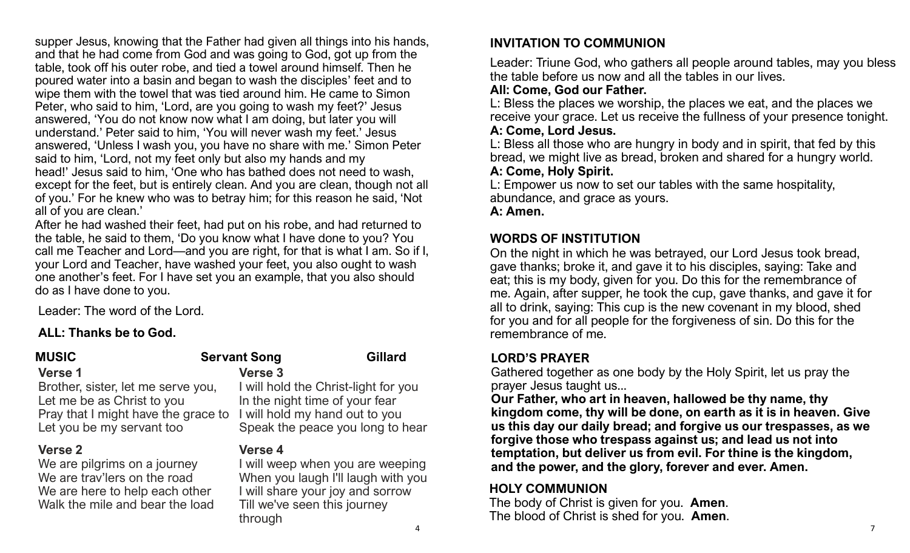supper Jesus, knowing that the Father had given all things into his hands, and that he had come from God and was going to God, got up from the table, took off his outer robe, and tied a towel around himself. Then he poured water into a basin and began to wash the disciples' feet and to wipe them with the towel that was tied around him. He came to Simon Peter, who said to him, 'Lord, are you going to wash my feet?' Jesus answered, 'You do not know now what I am doing, but later you will understand.' Peter said to him, 'You will never wash my feet.' Jesus answered, 'Unless I wash you, you have no share with me.' Simon Peter said to him, 'Lord, not my feet only but also my hands and my head!' Jesus said to him, 'One who has bathed does not need to wash, except for the feet, but is entirely clean. And you are clean, though not all of you.' For he knew who was to betray him; for this reason he said, 'Not all of you are clean.'

After he had washed their feet, had put on his robe, and had returned to the table, he said to them, 'Do you know what I have done to you? You call me Teacher and Lord—and you are right, for that is what I am. So if I, your Lord and Teacher, have washed your feet, you also ought to wash one another's feet. For I have set you an example, that you also should do as I have done to you.

Leader: The word of the Lord.

**ALL: Thanks be to God.**

**MUSIC** **Servant Song** **Gillard**

**Verse 1**

Brother, sister, let me serve you,
Let me be as Christ to you
Pray that I might have the grace to
Let you be my servant too

**Verse 2**

We are pilgrims on a journey
We are trav'lers on the road
We are here to help each other
Walk the mile and bear the load

**Verse 3**

I will hold the Christ-light for you
In the night time of your fear
I will hold my hand out to you
Speak the peace you long to hear

**Verse 4**

I will weep when you are weeping
When you laugh I'll laugh with you
I will share your joy and sorrow
Till we've seen this journey through

## INVITATION TO COMMUNION

Leader: Triune God, who gathers all people around tables, may you bless the table before us now and all the tables in our lives.

**All: Come, God our Father.**

L: Bless the places we worship, the places we eat, and the places we receive your grace. Let us receive the fullness of your presence tonight.

**A: Come, Lord Jesus.**

L: Bless all those who are hungry in body and in spirit, that fed by this bread, we might live as bread, broken and shared for a hungry world.

**A: Come, Holy Spirit.**

L: Empower us now to set our tables with the same hospitality, abundance, and grace as yours.

**A: Amen.**

## WORDS OF INSTITUTION

On the night in which he was betrayed, our Lord Jesus took bread, gave thanks; broke it, and gave it to his disciples, saying: Take and eat; this is my body, given for you. Do this for the remembrance of me. Again, after supper, he took the cup, gave thanks, and gave it for all to drink, saying: This cup is the new covenant in my blood, shed for you and for all people for the forgiveness of sin. Do this for the remembrance of me.

## LORD'S PRAYER

Gathered together as one body by the Holy Spirit, let us pray the prayer Jesus taught us…

**Our Father, who art in heaven, hallowed be thy name, thy kingdom come, thy will be done, on earth as it is in heaven. Give us this day our daily bread; and forgive us our trespasses, as we forgive those who trespass against us; and lead us not into temptation, but deliver us from evil. For thine is the kingdom, and the power, and the glory, forever and ever. Amen.**

## HOLY COMMUNION

The body of Christ is given for you. **Amen**.
The blood of Christ is shed for you. **Amen**.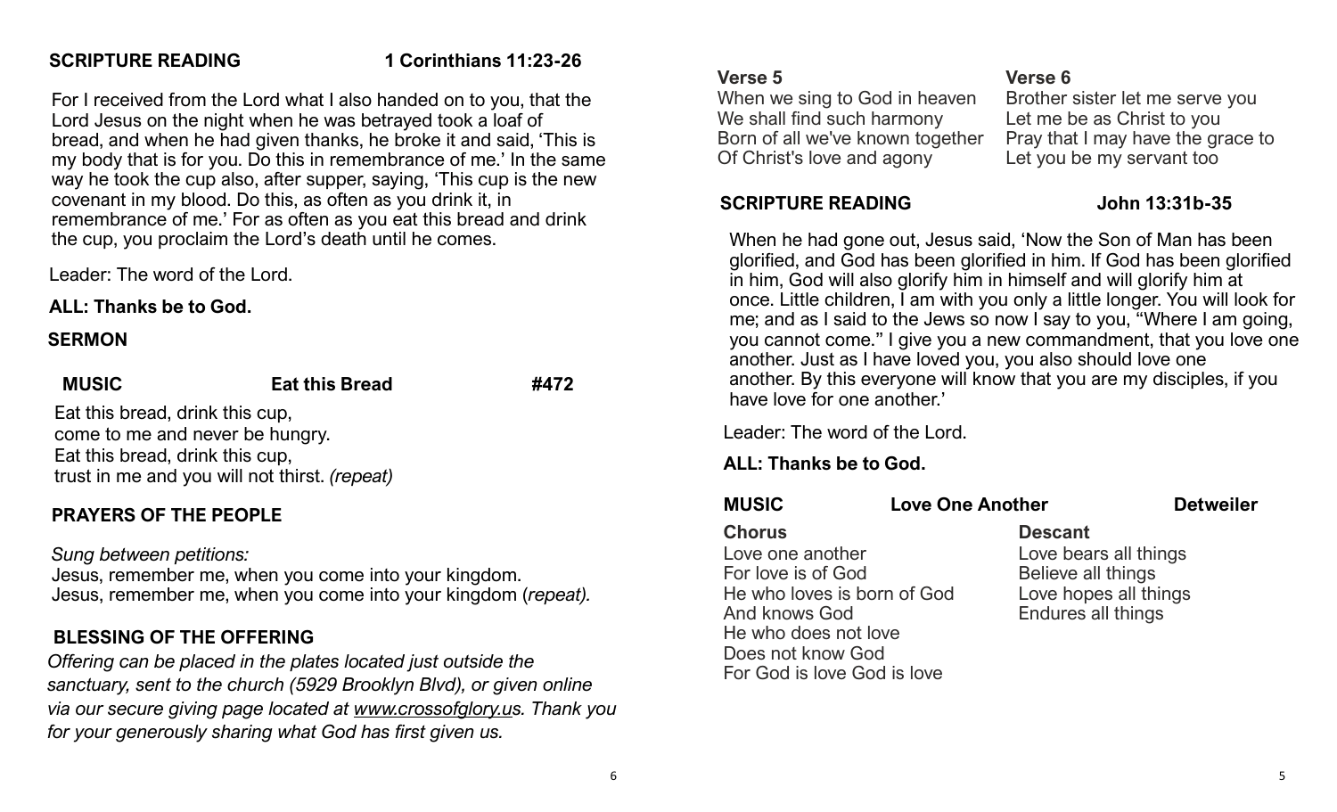## SCRIPTURE READING 1 Corinthians 11:23-26

For I received from the Lord what I also handed on to you, that the Lord Jesus on the night when he was betrayed took a loaf of bread, and when he had given thanks, he broke it and said, 'This is my body that is for you. Do this in remembrance of me.' In the same way he took the cup also, after supper, saying, 'This cup is the new covenant in my blood. Do this, as often as you drink it, in remembrance of me.' For as often as you eat this bread and drink the cup, you proclaim the Lord's death until he comes.

Leader: The word of the Lord.

**ALL: Thanks be to God.**

## SERMON

## MUSIC Eat this Bread #472

Eat this bread, drink this cup,
come to me and never be hungry.
Eat this bread, drink this cup,
trust in me and you will not thirst. *(repeat)*

## PRAYERS OF THE PEOPLE

*Sung between petitions:*
Jesus, remember me, when you come into your kingdom.
Jesus, remember me, when you come into your kingdom (*repeat).*

## BLESSING OF THE OFFERING

*Offering can be placed in the plates located just outside the sanctuary, sent to the church (5929 Brooklyn Blvd), or given online via our secure giving page located at www.crossofglory.us. Thank you for your generously sharing what God has first given us.*

**Verse 5**
When we sing to God in heaven
We shall find such harmony
Born of all we've known together
Of Christ's love and agony

**Verse 6**
Brother sister let me serve you
Let me be as Christ to you
Pray that I may have the grace to
Let you be my servant too

## SCRIPTURE READING John 13:31b-35

When he had gone out, Jesus said, 'Now the Son of Man has been glorified, and God has been glorified in him. If God has been glorified in him, God will also glorify him in himself and will glorify him at once. Little children, I am with you only a little longer. You will look for me; and as I said to the Jews so now I say to you, "Where I am going, you cannot come." I give you a new commandment, that you love one another. Just as I have loved you, you also should love one another. By this everyone will know that you are my disciples, if you have love for one another.'

Leader: The word of the Lord.

**ALL: Thanks be to God.**

## MUSIC Love One Another Detweiler

**Chorus**
Love one another
For love is of God
He who loves is born of God
And knows God
He who does not love
Does not know God
For God is love God is love

**Descant**
Love bears all things
Believe all things
Love hopes all things
Endures all things